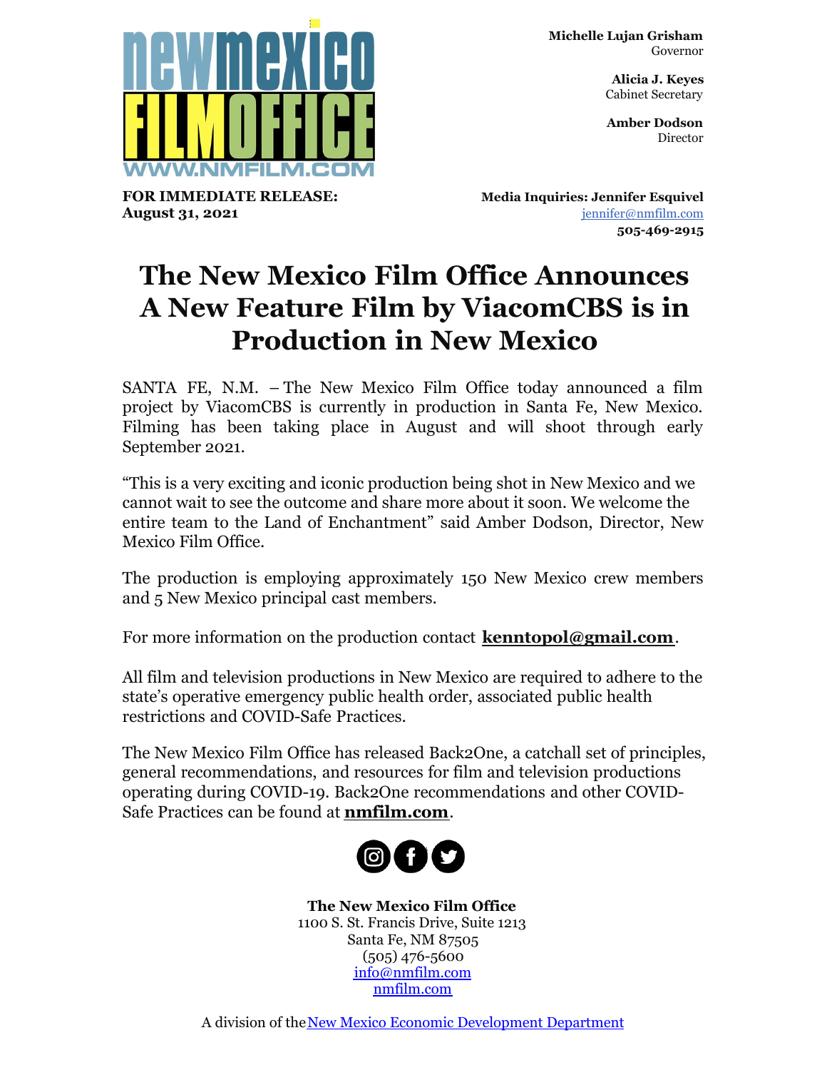**Michelle Lujan Grisham**
Governor

**Alicia J. Keyes**
Cabinet Secretary

**Amber Dodson**
Director

**FOR IMMEDIATE RELEASE:**
**August 31, 2021**

**Media Inquiries: Jennifer Esquivel**
jennifer@nmfilm.com
**505-469-2915**

# The New Mexico Film Office Announces A New Feature Film by ViacomCBS is in Production in New Mexico

SANTA FE, N.M. – The New Mexico Film Office today announced a film project by ViacomCBS is currently in production in Santa Fe, New Mexico. Filming has been taking place in August and will shoot through early September 2021.

"This is a very exciting and iconic production being shot in New Mexico and we cannot wait to see the outcome and share more about it soon. We welcome the entire team to the Land of Enchantment" said Amber Dodson, Director, New Mexico Film Office.

The production is employing approximately 150 New Mexico crew members and 5 New Mexico principal cast members.

For more information on the production contact **kenntopol@gmail.com**.

All film and television productions in New Mexico are required to adhere to the state's operative emergency public health order, associated public health restrictions and COVID-Safe Practices.

The New Mexico Film Office has released Back2One, a catchall set of principles, general recommendations, and resources for film and television productions operating during COVID-19. Back2One recommendations and other COVID-Safe Practices can be found at **nmfilm.com**.

**The New Mexico Film Office**
1100 S. St. Francis Drive, Suite 1213
Santa Fe, NM 87505
(505) 476-5600
info@nmfilm.com
nmfilm.com

A division of the New Mexico Economic Development Department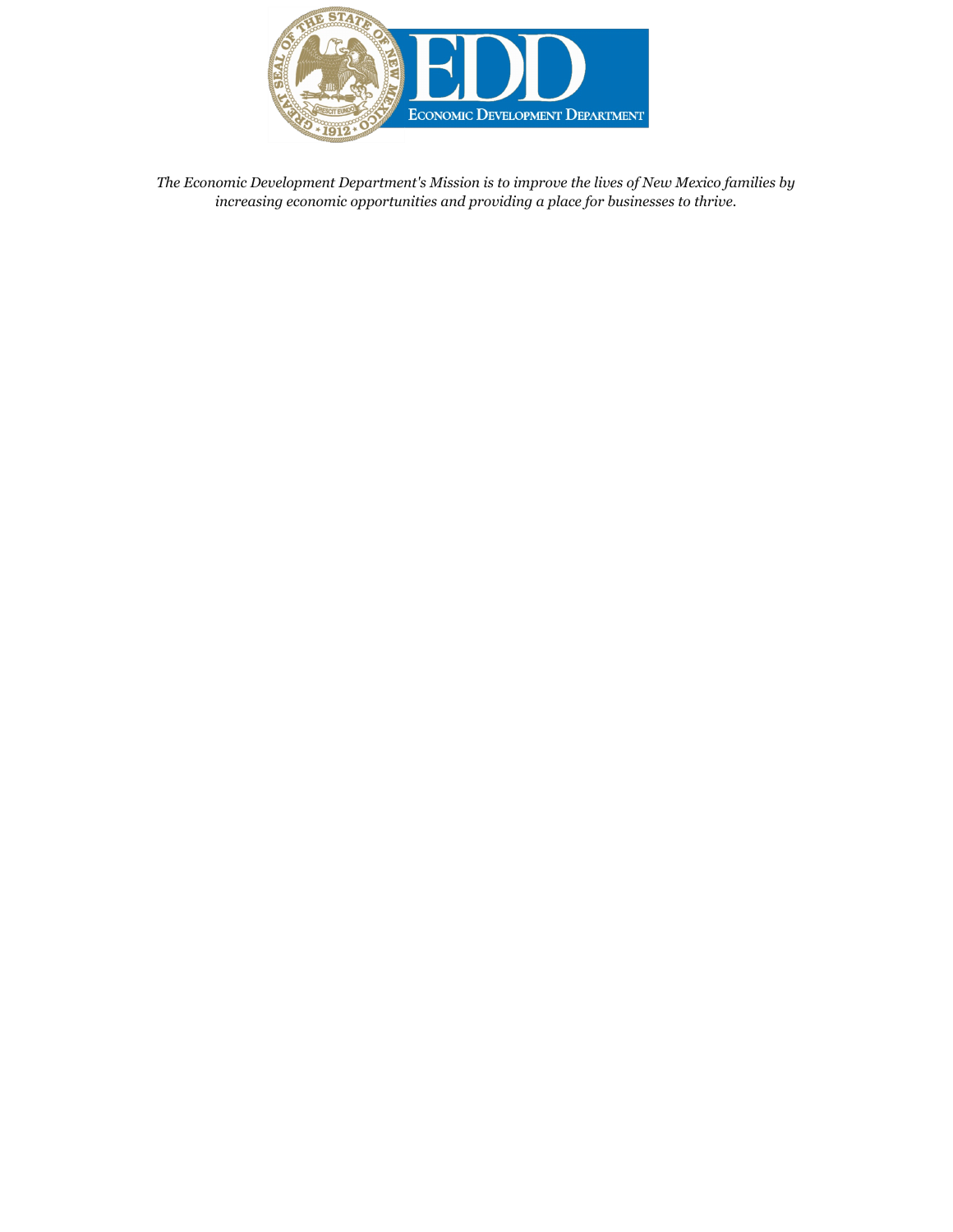*The Economic Development Department's Mission is to improve the lives of New Mexico families by increasing economic opportunities and providing a place for businesses to thrive.*